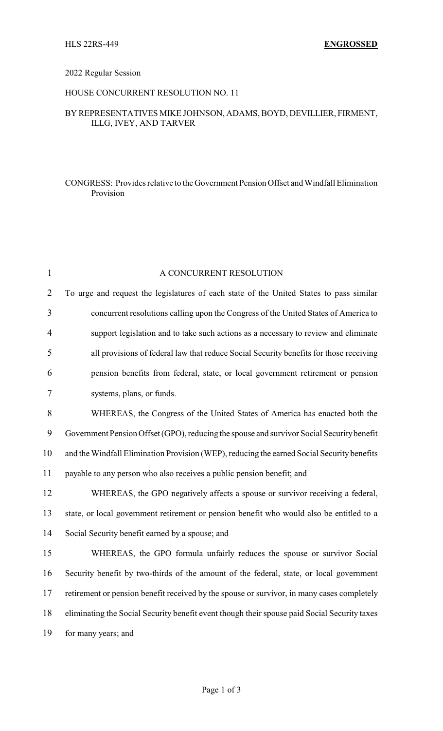HLS 22RS-449 **ENGROSSED**

2022 Regular Session

HOUSE CONCURRENT RESOLUTION NO. 11

BY REPRESENTATIVES MIKE JOHNSON, ADAMS, BOYD, DEVILLIER, FIRMENT, ILLG, IVEY, AND TARVER

CONGRESS: Provides relative to the Government Pension Offset and Windfall Elimination Provision

A CONCURRENT RESOLUTION

To urge and request the legislatures of each state of the United States to pass similar concurrent resolutions calling upon the Congress of the United States of America to support legislation and to take such actions as a necessary to review and eliminate all provisions of federal law that reduce Social Security benefits for those receiving pension benefits from federal, state, or local government retirement or pension systems, plans, or funds.

WHEREAS, the Congress of the United States of America has enacted both the Government Pension Offset (GPO), reducing the spouse and survivor Social Security benefit and the Windfall Elimination Provision (WEP), reducing the earned Social Security benefits payable to any person who also receives a public pension benefit; and

WHEREAS, the GPO negatively affects a spouse or survivor receiving a federal, state, or local government retirement or pension benefit who would also be entitled to a Social Security benefit earned by a spouse; and

WHEREAS, the GPO formula unfairly reduces the spouse or survivor Social Security benefit by two-thirds of the amount of the federal, state, or local government retirement or pension benefit received by the spouse or survivor, in many cases completely eliminating the Social Security benefit event though their spouse paid Social Security taxes for many years; and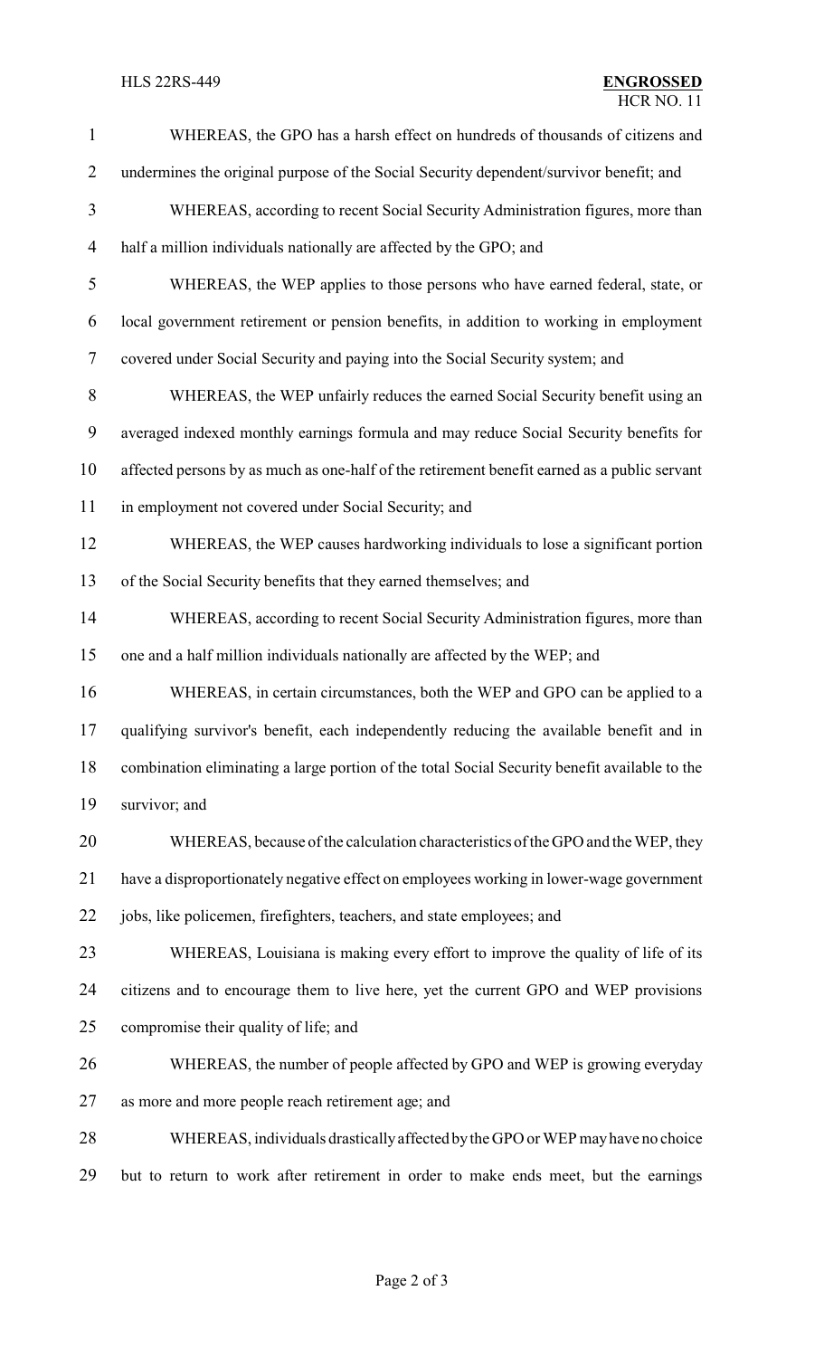WHEREAS, the GPO has a harsh effect on hundreds of thousands of citizens and undermines the original purpose of the Social Security dependent/survivor benefit; and

WHEREAS, according to recent Social Security Administration figures, more than half a million individuals nationally are affected by the GPO; and

WHEREAS, the WEP applies to those persons who have earned federal, state, or local government retirement or pension benefits, in addition to working in employment covered under Social Security and paying into the Social Security system; and

WHEREAS, the WEP unfairly reduces the earned Social Security benefit using an averaged indexed monthly earnings formula and may reduce Social Security benefits for affected persons by as much as one-half of the retirement benefit earned as a public servant in employment not covered under Social Security; and

WHEREAS, the WEP causes hardworking individuals to lose a significant portion of the Social Security benefits that they earned themselves; and

WHEREAS, according to recent Social Security Administration figures, more than one and a half million individuals nationally are affected by the WEP; and

WHEREAS, in certain circumstances, both the WEP and GPO can be applied to a qualifying survivor's benefit, each independently reducing the available benefit and in combination eliminating a large portion of the total Social Security benefit available to the survivor; and

WHEREAS, because of the calculation characteristics of the GPO and the WEP, they have a disproportionately negative effect on employees working in lower-wage government jobs, like policemen, firefighters, teachers, and state employees; and

WHEREAS, Louisiana is making every effort to improve the quality of life of its citizens and to encourage them to live here, yet the current GPO and WEP provisions compromise their quality of life; and

WHEREAS, the number of people affected by GPO and WEP is growing everyday as more and more people reach retirement age; and

WHEREAS, individuals drastically affected by the GPO or WEP may have no choice but to return to work after retirement in order to make ends meet, but the earnings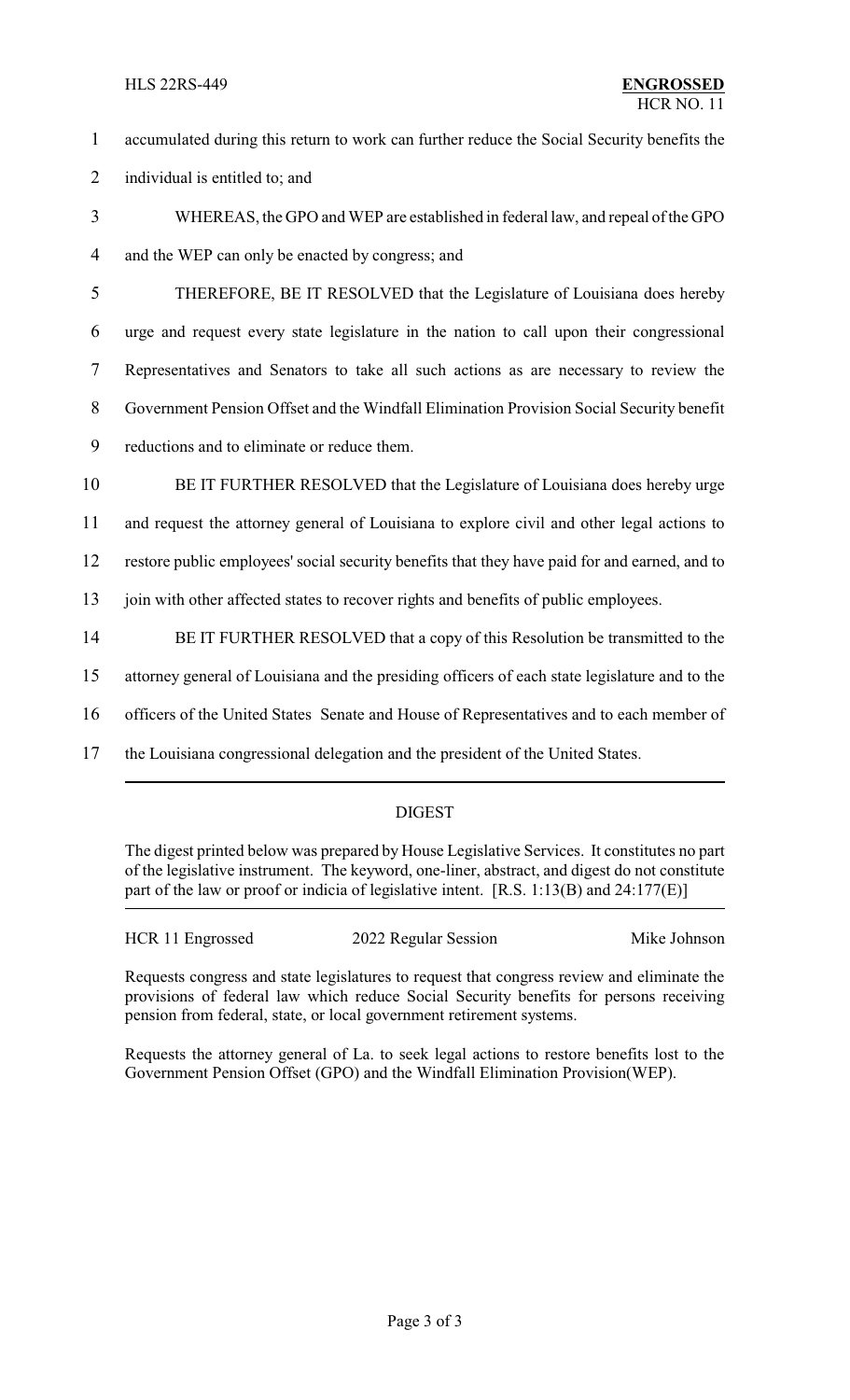accumulated during this return to work can further reduce the Social Security benefits the individual is entitled to; and

WHEREAS, the GPO and WEP are established in federal law, and repeal of the GPO and the WEP can only be enacted by congress; and

THEREFORE, BE IT RESOLVED that the Legislature of Louisiana does hereby urge and request every state legislature in the nation to call upon their congressional Representatives and Senators to take all such actions as are necessary to review the Government Pension Offset and the Windfall Elimination Provision Social Security benefit reductions and to eliminate or reduce them.

BE IT FURTHER RESOLVED that the Legislature of Louisiana does hereby urge and request the attorney general of Louisiana to explore civil and other legal actions to restore public employees' social security benefits that they have paid for and earned, and to join with other affected states to recover rights and benefits of public employees.

BE IT FURTHER RESOLVED that a copy of this Resolution be transmitted to the attorney general of Louisiana and the presiding officers of each state legislature and to the officers of the United States Senate and House of Representatives and to each member of the Louisiana congressional delegation and the president of the United States.

## DIGEST

The digest printed below was prepared by House Legislative Services. It constitutes no part of the legislative instrument. The keyword, one-liner, abstract, and digest do not constitute part of the law or proof or indicia of legislative intent. [R.S. 1:13(B) and 24:177(E)]

HCR 11 Engrossed 2022 Regular Session Mike Johnson

Requests congress and state legislatures to request that congress review and eliminate the provisions of federal law which reduce Social Security benefits for persons receiving pension from federal, state, or local government retirement systems.

Requests the attorney general of La. to seek legal actions to restore benefits lost to the Government Pension Offset (GPO) and the Windfall Elimination Provision(WEP).